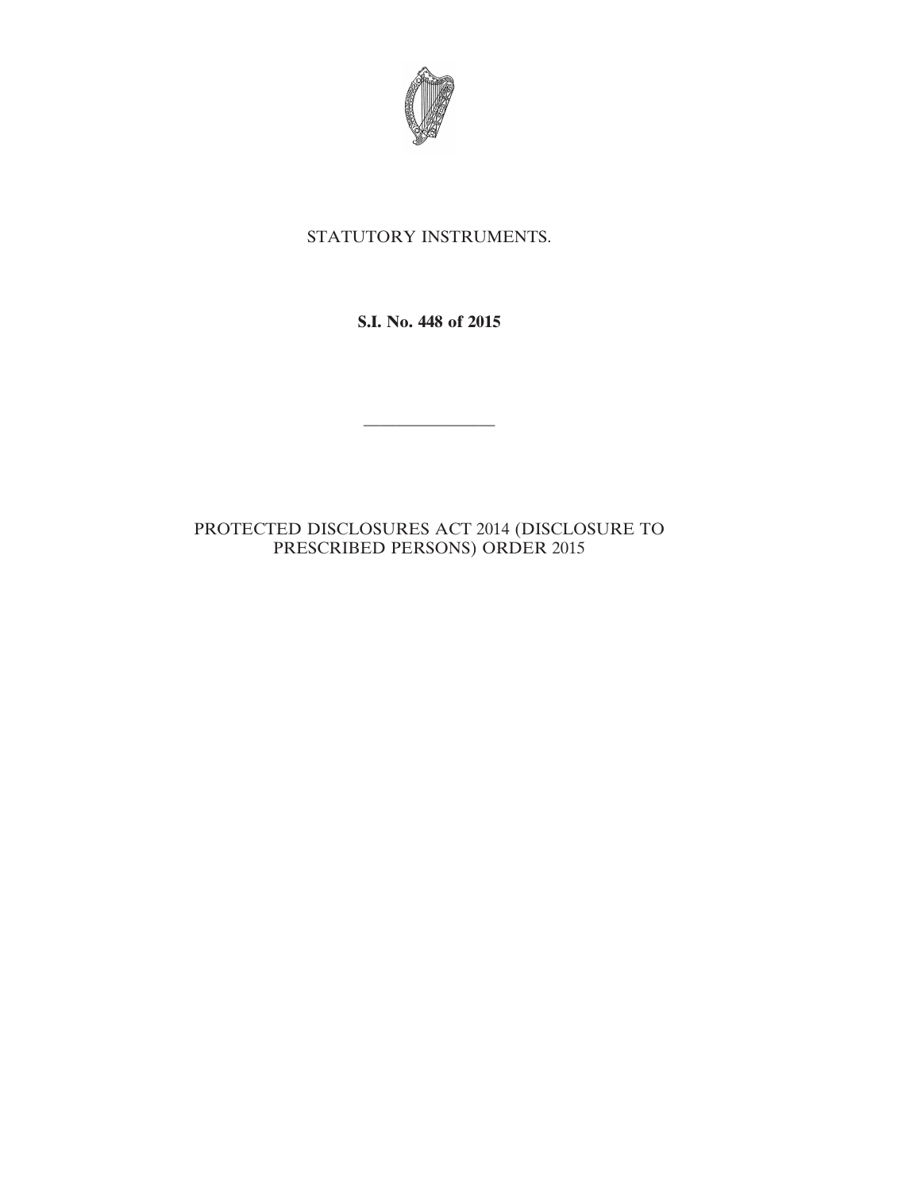STATUTORY INSTRUMENTS.

**S.I. No. 448 of 2015**

---

PROTECTED DISCLOSURES ACT 2014 (DISCLOSURE TO PRESCRIBED PERSONS) ORDER 2015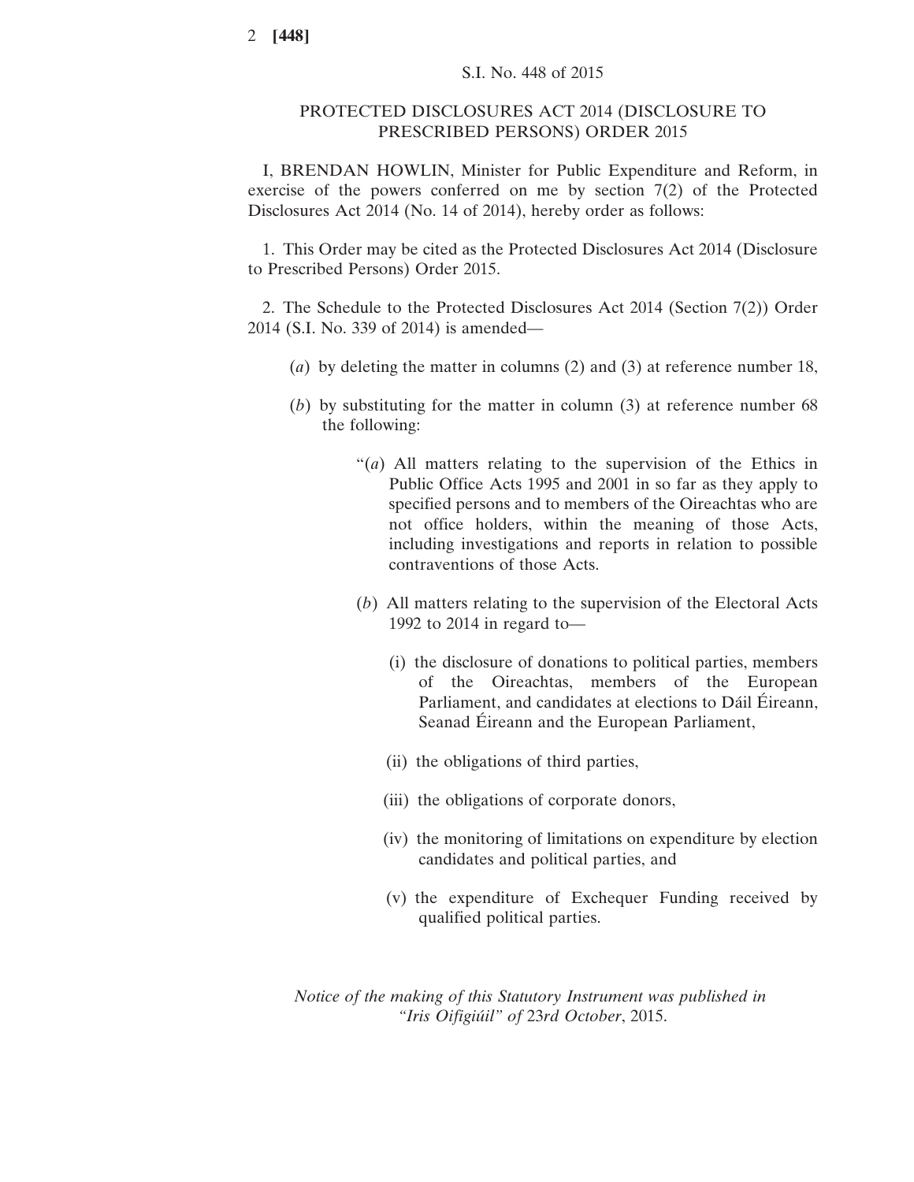S.I. No. 448 of 2015

# PROTECTED DISCLOSURES ACT 2014 (DISCLOSURE TO PRESCRIBED PERSONS) ORDER 2015

I, BRENDAN HOWLIN, Minister for Public Expenditure and Reform, in exercise of the powers conferred on me by section 7(2) of the Protected Disclosures Act 2014 (No. 14 of 2014), hereby order as follows:

1. This Order may be cited as the Protected Disclosures Act 2014 (Disclosure to Prescribed Persons) Order 2015.

2. The Schedule to the Protected Disclosures Act 2014 (Section 7(2)) Order 2014 (S.I. No. 339 of 2014) is amended—

(*a*) by deleting the matter in columns (2) and (3) at reference number 18,

(*b*) by substituting for the matter in column (3) at reference number 68 the following:

"(*a*) All matters relating to the supervision of the Ethics in Public Office Acts 1995 and 2001 in so far as they apply to specified persons and to members of the Oireachtas who are not office holders, within the meaning of those Acts, including investigations and reports in relation to possible contraventions of those Acts.

(*b*) All matters relating to the supervision of the Electoral Acts 1992 to 2014 in regard to—

(i) the disclosure of donations to political parties, members of the Oireachtas, members of the European Parliament, and candidates at elections to Dáil Éireann, Seanad Éireann and the European Parliament,

(ii) the obligations of third parties,

(iii) the obligations of corporate donors,

(iv) the monitoring of limitations on expenditure by election candidates and political parties, and

(v) the expenditure of Exchequer Funding received by qualified political parties.

*Notice of the making of this Statutory Instrument was published in "Iris Oifigiúil" of 23rd October*, 2015.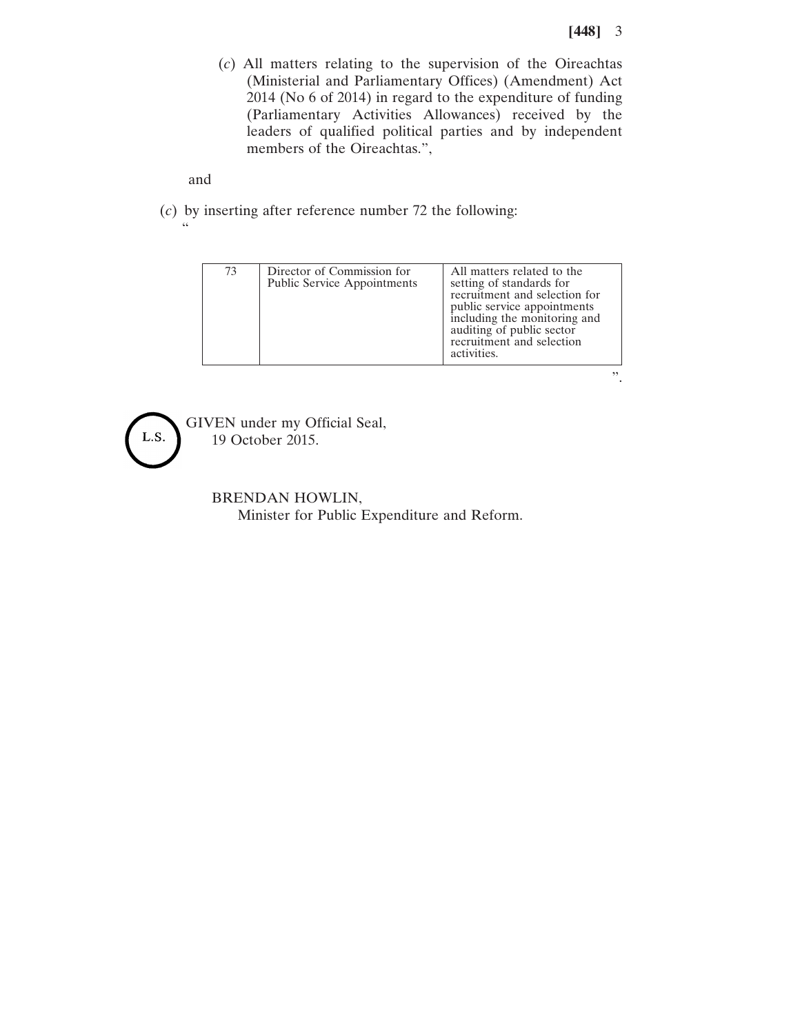(*c*) All matters relating to the supervision of the Oireachtas (Ministerial and Parliamentary Offices) (Amendment) Act 2014 (No 6 of 2014) in regard to the expenditure of funding (Parliamentary Activities Allowances) received by the leaders of qualified political parties and by independent members of the Oireachtas.",

and

(*c*) by inserting after reference number 72 the following:
"

| | | |
|---|---|---|
| 73 | Director of Commission for Public Service Appointments | All matters related to the setting of standards for recruitment and selection for public service appointments including the monitoring and auditing of public sector recruitment and selection activities. |

".

L.S.

GIVEN under my Official Seal,
19 October 2015.

BRENDAN HOWLIN,
Minister for Public Expenditure and Reform.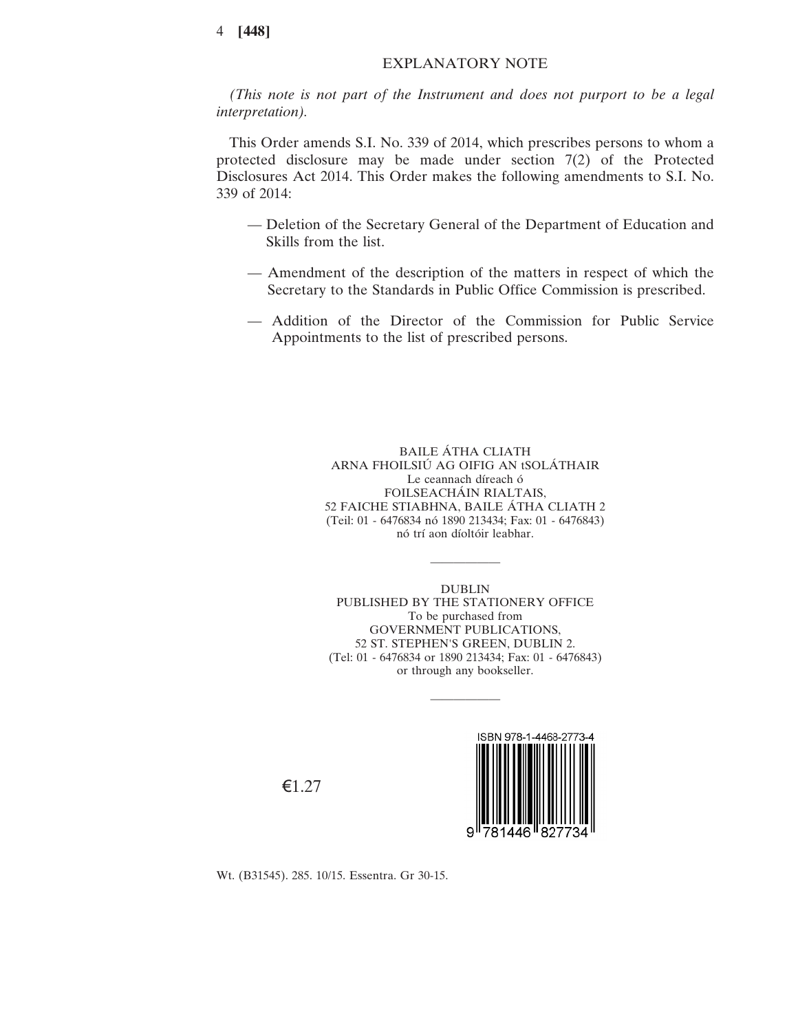## EXPLANATORY NOTE

*(This note is not part of the Instrument and does not purport to be a legal interpretation).*

This Order amends S.I. No. 339 of 2014, which prescribes persons to whom a protected disclosure may be made under section 7(2) of the Protected Disclosures Act 2014. This Order makes the following amendments to S.I. No. 339 of 2014:

— Deletion of the Secretary General of the Department of Education and Skills from the list.

— Amendment of the description of the matters in respect of which the Secretary to the Standards in Public Office Commission is prescribed.

— Addition of the Director of the Commission for Public Service Appointments to the list of prescribed persons.

BAILE ÁTHA CLIATH
ARNA FHOILSIÚ AG OIFIG AN tSOLÁTHAIR
Le ceannach díreach ó
FOILSEACHÁIN RIALTAIS,
52 FAICHE STIABHNA, BAILE ÁTHA CLIATH 2
(Teil: 01 - 6476834 nó 1890 213434; Fax: 01 - 6476843)
nó trí aon díoltóir leabhar.

---

DUBLIN
PUBLISHED BY THE STATIONERY OFFICE
To be purchased from
GOVERNMENT PUBLICATIONS,
52 ST. STEPHEN'S GREEN, DUBLIN 2.
(Tel: 01 - 6476834 or 1890 213434; Fax: 01 - 6476843)
or through any bookseller.

---

ISBN 978-1-4468-2773-4

9 781446 827734

€1.27

Wt. (B31545). 285. 10/15. Essentra. Gr 30-15.